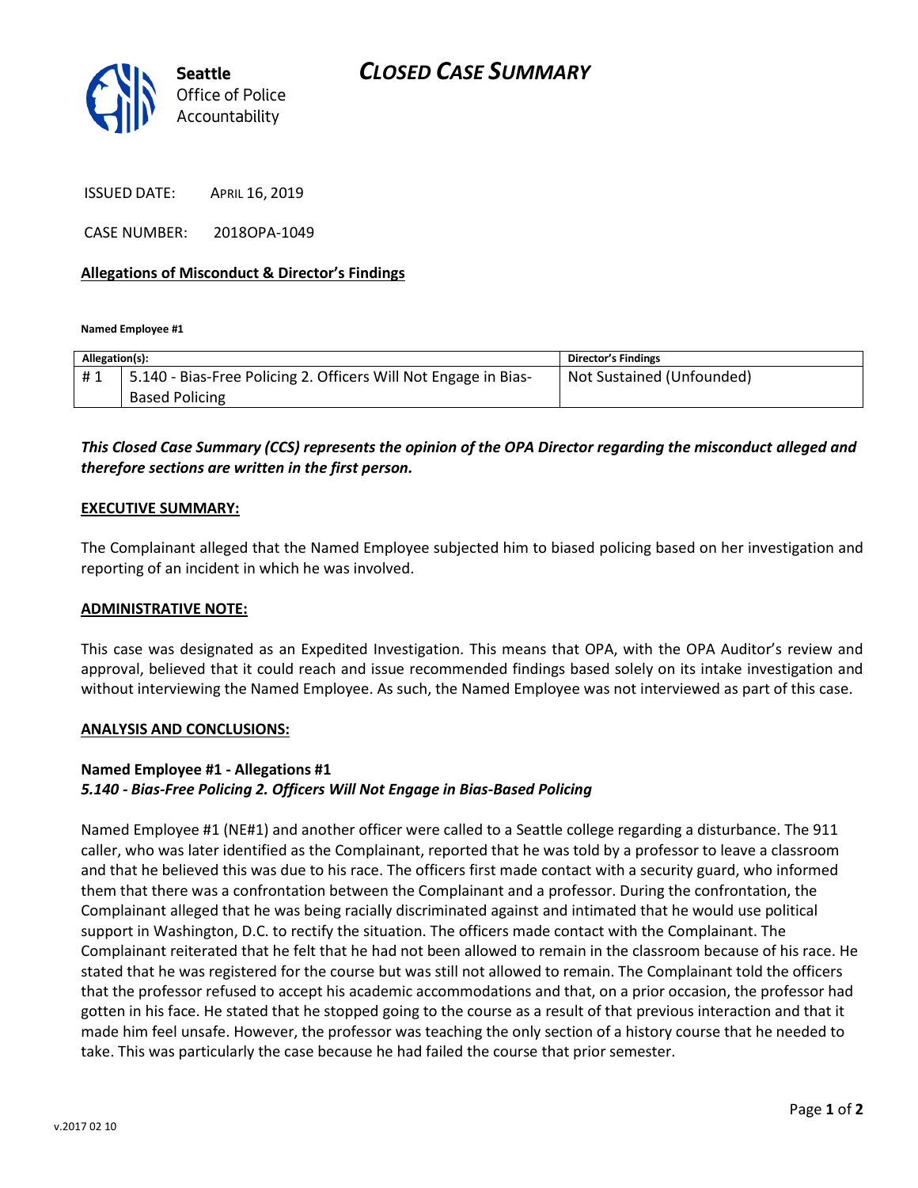Seattle Office of Police Accountability

# CLOSED CASE SUMMARY

ISSUED DATE: APRIL 16, 2019

CASE NUMBER: 2018OPA-1049

**Allegations of Misconduct & Director's Findings**

**Named Employee #1**

| Allegation(s): | | Director's Findings |
|---|---|---|
| # 1 | 5.140 - Bias-Free Policing 2. Officers Will Not Engage in Bias-Based Policing | Not Sustained (Unfounded) |

***This Closed Case Summary (CCS) represents the opinion of the OPA Director regarding the misconduct alleged and therefore sections are written in the first person.***

**EXECUTIVE SUMMARY:**

The Complainant alleged that the Named Employee subjected him to biased policing based on her investigation and reporting of an incident in which he was involved.

**ADMINISTRATIVE NOTE:**

This case was designated as an Expedited Investigation. This means that OPA, with the OPA Auditor's review and approval, believed that it could reach and issue recommended findings based solely on its intake investigation and without interviewing the Named Employee. As such, the Named Employee was not interviewed as part of this case.

**ANALYSIS AND CONCLUSIONS:**

**Named Employee #1 - Allegations #1**
***5.140 - Bias-Free Policing 2. Officers Will Not Engage in Bias-Based Policing***

Named Employee #1 (NE#1) and another officer were called to a Seattle college regarding a disturbance. The 911 caller, who was later identified as the Complainant, reported that he was told by a professor to leave a classroom and that he believed this was due to his race. The officers first made contact with a security guard, who informed them that there was a confrontation between the Complainant and a professor. During the confrontation, the Complainant alleged that he was being racially discriminated against and intimated that he would use political support in Washington, D.C. to rectify the situation. The officers made contact with the Complainant. The Complainant reiterated that he felt that he had not been allowed to remain in the classroom because of his race. He stated that he was registered for the course but was still not allowed to remain. The Complainant told the officers that the professor refused to accept his academic accommodations and that, on a prior occasion, the professor had gotten in his face. He stated that he stopped going to the course as a result of that previous interaction and that it made him feel unsafe. However, the professor was teaching the only section of a history course that he needed to take. This was particularly the case because he had failed the course that prior semester.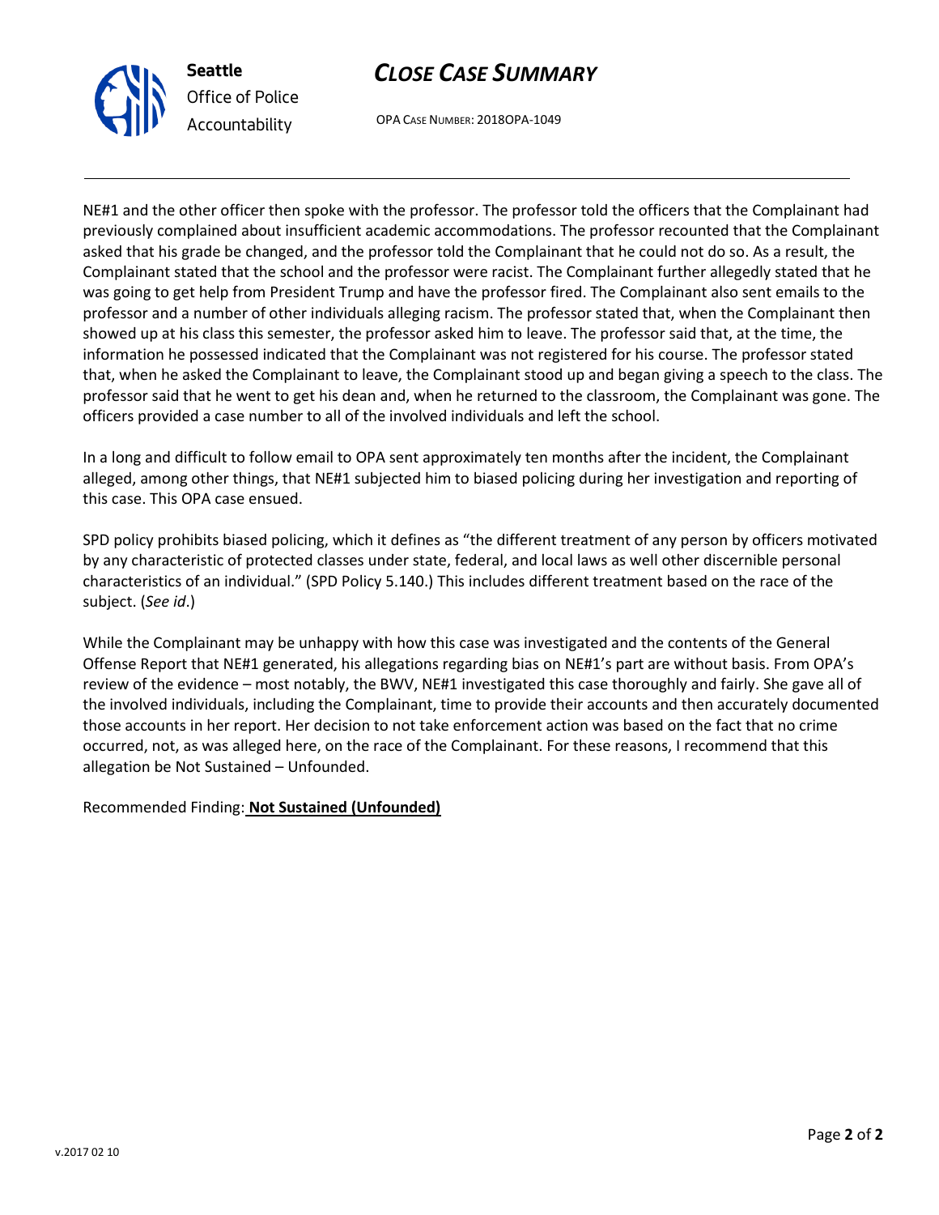NE#1 and the other officer then spoke with the professor. The professor told the officers that the Complainant had previously complained about insufficient academic accommodations. The professor recounted that the Complainant asked that his grade be changed, and the professor told the Complainant that he could not do so. As a result, the Complainant stated that the school and the professor were racist. The Complainant further allegedly stated that he was going to get help from President Trump and have the professor fired. The Complainant also sent emails to the professor and a number of other individuals alleging racism. The professor stated that, when the Complainant then showed up at his class this semester, the professor asked him to leave. The professor said that, at the time, the information he possessed indicated that the Complainant was not registered for his course. The professor stated that, when he asked the Complainant to leave, the Complainant stood up and began giving a speech to the class. The professor said that he went to get his dean and, when he returned to the classroom, the Complainant was gone. The officers provided a case number to all of the involved individuals and left the school.

In a long and difficult to follow email to OPA sent approximately ten months after the incident, the Complainant alleged, among other things, that NE#1 subjected him to biased policing during her investigation and reporting of this case. This OPA case ensued.

SPD policy prohibits biased policing, which it defines as "the different treatment of any person by officers motivated by any characteristic of protected classes under state, federal, and local laws as well other discernible personal characteristics of an individual." (SPD Policy 5.140.) This includes different treatment based on the race of the subject. (*See id*.)

While the Complainant may be unhappy with how this case was investigated and the contents of the General Offense Report that NE#1 generated, his allegations regarding bias on NE#1's part are without basis. From OPA's review of the evidence – most notably, the BWV, NE#1 investigated this case thoroughly and fairly. She gave all of the involved individuals, including the Complainant, time to provide their accounts and then accurately documented those accounts in her report. Her decision to not take enforcement action was based on the fact that no crime occurred, not, as was alleged here, on the race of the Complainant. For these reasons, I recommend that this allegation be Not Sustained – Unfounded.

Recommended Finding: **Not Sustained (Unfounded)**